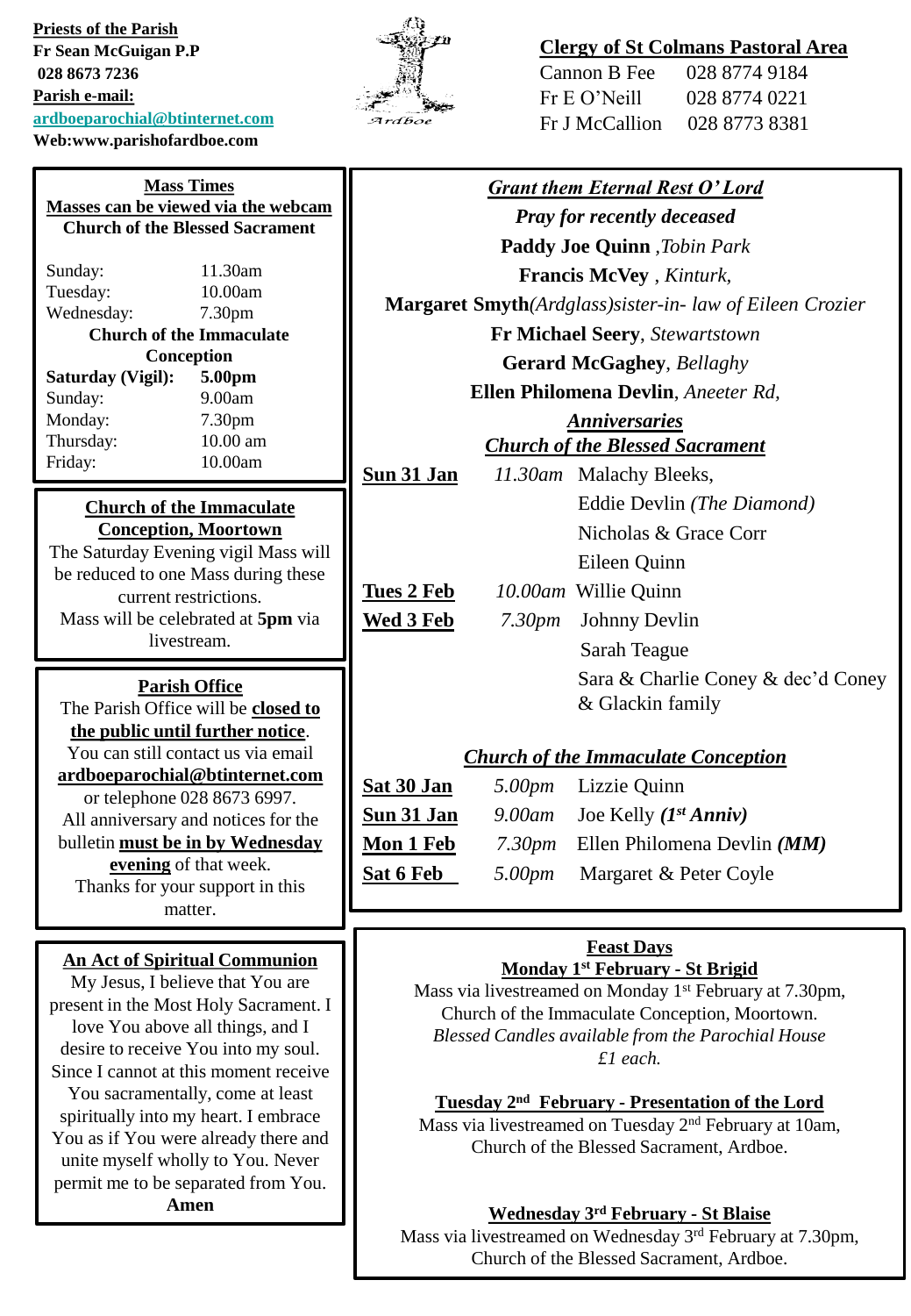**Priests of the Parish**
**Fr Sean McGuigan P.P**
**028 8673 7236**
**Parish e-mail:**
**ardboeparochial@btinternet.com**
**Web:www.parishofardboe.com**

**Clergy of St Colmans Pastoral Area**

Cannon B Fee 028 8774 9184
Fr E O'Neill 028 8774 0221
Fr J McCallion 028 8773 8381

**Mass Times**
**Masses can be viewed via the webcam**
**Church of the Blessed Sacrament**

| | |
|---|---|
| Sunday: | 11.30am |
| Tuesday: | 10.00am |
| Wednesday: | 7.30pm |

**Church of the Immaculate Conception**

| | |
|---|---|
| **Saturday (Vigil):** | **5.00pm** |
| Sunday: | 9.00am |
| Monday: | 7.30pm |
| Thursday: | 10.00 am |
| Friday: | 10.00am |

**Church of the Immaculate Conception, Moortown**

The Saturday Evening vigil Mass will be reduced to one Mass during these current restrictions.
Mass will be celebrated at **5pm** via livestream.

**Parish Office**

The Parish Office will be **closed to the public until further notice**.
You can still contact us via email **ardboeparochial@btinternet.com** or telephone 028 8673 6997.
All anniversary and notices for the bulletin **must be in by Wednesday evening** of that week.
Thanks for your support in this matter.

**An Act of Spiritual Communion**

My Jesus, I believe that You are present in the Most Holy Sacrament. I love You above all things, and I desire to receive You into my soul. Since I cannot at this moment receive You sacramentally, come at least spiritually into my heart. I embrace You as if You were already there and unite myself wholly to You. Never permit me to be separated from You.
**Amen**

***Grant them Eternal Rest O' Lord***
***Pray for recently deceased***

**Paddy Joe Quinn** ,*Tobin Park*
**Francis McVey** , *Kinturk,*
**Margaret Smyth***(Ardglass)sister-in- law of Eileen Crozier*
**Fr Michael Seery**, *Stewartstown*
**Gerard McGaghey**, *Bellaghy*
**Ellen Philomena Devlin**, *Aneeter Rd,*

***Anniversaries***
***Church of the Blessed Sacrament***

| | | |
|---|---|---|
| **Sun 31 Jan** | *11.30am* | Malachy Bleeks, |
| | | Eddie Devlin *(The Diamond)* |
| | | Nicholas & Grace Corr |
| | | Eileen Quinn |
| **Tues 2 Feb** | *10.00am* | Willie Quinn |
| **Wed 3 Feb** | *7.30pm* | Johnny Devlin |
| | | Sarah Teague |
| | | Sara & Charlie Coney & dec'd Coney & Glackin family |

***Church of the Immaculate Conception***

| | | |
|---|---|---|
| **Sat 30 Jan** | *5.00pm* | Lizzie Quinn |
| **Sun 31 Jan** | *9.00am* | Joe Kelly ***(1st Anniv)*** |
| **Mon 1 Feb** | *7.30pm* | Ellen Philomena Devlin ***(MM)*** |
| **Sat 6 Feb** | *5.00pm* | Margaret & Peter Coyle |

**Feast Days**

**Monday 1st February - St Brigid**
Mass via livestreamed on Monday 1st February at 7.30pm, Church of the Immaculate Conception, Moortown.
*Blessed Candles available from the Parochial House £1 each.*

**Tuesday 2nd February - Presentation of the Lord**
Mass via livestreamed on Tuesday 2nd February at 10am, Church of the Blessed Sacrament, Ardboe.

**Wednesday 3rd February - St Blaise**
Mass via livestreamed on Wednesday 3rd February at 7.30pm, Church of the Blessed Sacrament, Ardboe.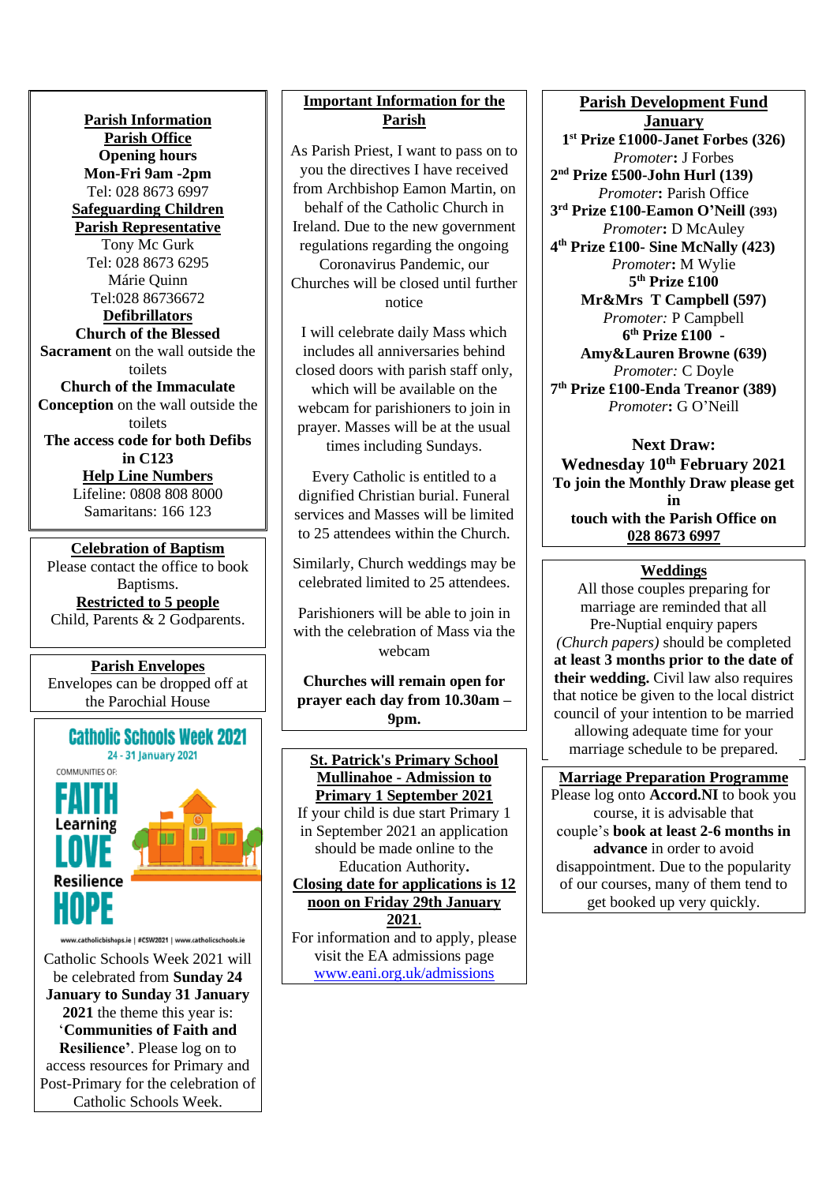## Parish Information

**Parish Office**

**Opening hours**

**Mon-Fri 9am -2pm**

Tel: 028 8673 6997

**Safeguarding Children Parish Representative**

Tony Mc Gurk
Tel: 028 8673 6295
Márie Quinn
Tel:028 86736672

**Defibrillators**

**Church of the Blessed Sacrament** on the wall outside the toilets

**Church of the Immaculate Conception** on the wall outside the toilets

**The access code for both Defibs in C123**

**Help Line Numbers**

Lifeline: 0808 808 8000
Samaritans: 166 123

## Celebration of Baptism

Please contact the office to book Baptisms.

**Restricted to 5 people**

Child, Parents & 2 Godparents.

## Parish Envelopes

Envelopes can be dropped off at the Parochial House

## Catholic Schools Week 2021

24 - 31 January 2021

COMMUNITIES OF:
FAITH
Learning
LOVE
Resilience
HOPE

www.catholicbishops.ie | #CSW2021 | www.catholicschools.ie

Catholic Schools Week 2021 will be celebrated from **Sunday 24 January to Sunday 31 January 2021** the theme this year is: '**Communities of Faith and Resilience'**. Please log on to access resources for Primary and Post-Primary for the celebration of Catholic Schools Week.

## Important Information for the Parish

As Parish Priest, I want to pass on to you the directives I have received from Archbishop Eamon Martin, on behalf of the Catholic Church in Ireland. Due to the new government regulations regarding the ongoing Coronavirus Pandemic, our Churches will be closed until further notice

I will celebrate daily Mass which includes all anniversaries behind closed doors with parish staff only, which will be available on the webcam for parishioners to join in prayer. Masses will be at the usual times including Sundays.

Every Catholic is entitled to a dignified Christian burial. Funeral services and Masses will be limited to 25 attendees within the Church.

Similarly, Church weddings may be celebrated limited to 25 attendees.

Parishioners will be able to join in with the celebration of Mass via the webcam

**Churches will remain open for prayer each day from 10.30am – 9pm.**

## St. Patrick's Primary School Mullinahoe - Admission to Primary 1 September 2021

If your child is due start Primary 1 in September 2021 an application should be made online to the Education Authority**.**

**Closing date for applications is 12 noon on Friday 29th January 2021**.

For information and to apply, please visit the EA admissions page www.eani.org.uk/admissions

## Parish Development Fund January

**1st Prize £1000-Janet Forbes (326)**
*Promoter***:** J Forbes

**2nd Prize £500-John Hurl (139)**
*Promoter***:** Parish Office

**3rd Prize £100-Eamon O'Neill (393)**
*Promoter***:** D McAuley

**4th Prize £100- Sine McNally (423)**
*Promoter***:** M Wylie

**5th Prize £100**
**Mr&Mrs T Campbell (597)**
*Promoter:* P Campbell

**6th Prize £100 -**
**Amy&Lauren Browne (639)**
*Promoter:* C Doyle

**7th Prize £100-Enda Treanor (389)**
*Promoter***:** G O'Neill

**Next Draw:**
**Wednesday 10th February 2021**
**To join the Monthly Draw please get in touch with the Parish Office on 028 8673 6997**

## Weddings

All those couples preparing for marriage are reminded that all Pre-Nuptial enquiry papers *(Church papers)* should be completed **at least 3 months prior to the date of their wedding.** Civil law also requires that notice be given to the local district council of your intention to be married allowing adequate time for your marriage schedule to be prepared.

## Marriage Preparation Programme

Please log onto **Accord.NI** to book you course, it is advisable that couple's **book at least 2-6 months in advance** in order to avoid disappointment. Due to the popularity of our courses, many of them tend to get booked up very quickly.